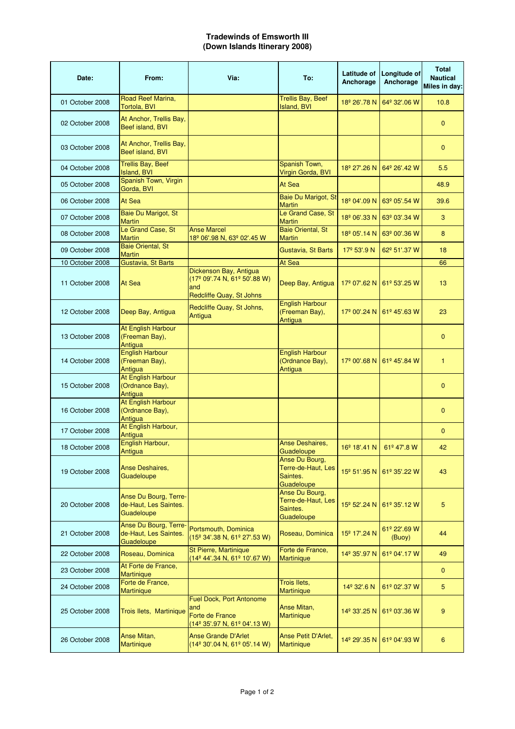**Tradewinds of Emsworth III**
**(Down Islands Itinerary 2008)**

| Date: | From: | Via: | To: | Latitude of Anchorage | Longitude of Anchorage | Total Nautical Miles in day: |
|---|---|---|---|---|---|---|
| 01 October 2008 | Road Reef Marina, Tortola, BVI | | Trellis Bay, Beef Island, BVI | 18º 26'.78 N | 64º 32'.06 W | 10.8 |
| 02 October 2008 | At Anchor, Trellis Bay, Beef island, BVI | | | | | 0 |
| 03 October 2008 | At Anchor, Trellis Bay, Beef island, BVI | | | | | 0 |
| 04 October 2008 | Trellis Bay, Beef Island, BVI | | Spanish Town, Virgin Gorda, BVI | 18º 27'.26 N | 64º 26'.42 W | 5.5 |
| 05 October 2008 | Spanish Town, Virgin Gorda, BVI | | At Sea | | | 48.9 |
| 06 October 2008 | At Sea | | Baie Du Marigot, St Martin | 18º 04'.09 N | 63º 05'.54 W | 39.6 |
| 07 October 2008 | Baie Du Marigot, St Martin | | Le Grand Case, St Martin | 18º 06'.33 N | 63º 03'.34 W | 3 |
| 08 October 2008 | Le Grand Case, St Martin | Anse Marcel 18º 06'.98 N, 63º 02'.45 W | Baie Oriental, St Martin | 18º 05'.14 N | 63º 00'.36 W | 8 |
| 09 October 2008 | Baie Oriental, St Martin | | Gustavia, St Barts | 17º 53'.9 N | 62º 51'.37 W | 18 |
| 10 October 2008 | Gustavia, St Barts | | At Sea | | | 66 |
| 11 October 2008 | At Sea | Dickenson Bay, Antigua (17º 09'.74 N, 61º 50'.88 W) and Redcliffe Quay, St Johns | Deep Bay, Antigua | 17º 07'.62 N | 61º 53'.25 W | 13 |
| 12 October 2008 | Deep Bay, Antigua | Redcliffe Quay, St Johns, Antigua | English Harbour (Freeman Bay), Antigua | 17º 00'.24 N | 61º 45'.63 W | 23 |
| 13 October 2008 | At English Harbour (Freeman Bay), Antigua | | | | | 0 |
| 14 October 2008 | English Harbour (Freeman Bay), Antigua | | English Harbour (Ordnance Bay), Antigua | 17º 00'.68 N | 61º 45'.84 W | 1 |
| 15 October 2008 | At English Harbour (Ordnance Bay), Antigua | | | | | 0 |
| 16 October 2008 | At English Harbour (Ordnance Bay), Antigua | | | | | 0 |
| 17 October 2008 | At English Harbour, Antigua | | | | | 0 |
| 18 October 2008 | English Harbour, Antigua | | Anse Deshaires, Guadeloupe | 16º 18'.41 N | 61º 47'.8 W | 42 |
| 19 October 2008 | Anse Deshaires, Guadeloupe | | Anse Du Bourg, Terre-de-Haut, Les Saintes. Guadeloupe | 15º 51'.95 N | 61º 35'.22 W | 43 |
| 20 October 2008 | Anse Du Bourg, Terre-de-Haut, Les Saintes. Guadeloupe | | Anse Du Bourg, Terre-de-Haut, Les Saintes. Guadeloupe | 15º 52'.24 N | 61º 35'.12 W | 5 |
| 21 October 2008 | Anse Du Bourg, Terre-de-Haut, Les Saintes. Guadeloupe | Portsmouth, Dominica (15º 34'.38 N, 61º 27'.53 W) | Roseau, Dominica | 15º 17'.24 N | 61º 22'.69 W (Buoy) | 44 |
| 22 October 2008 | Roseau, Dominica | St Pierre, Martinique (14º 44'.34 N, 61º 10'.67 W) | Forte de France, Martinique | 14º 35'.97 N | 61º 04'.17 W | 49 |
| 23 October 2008 | At Forte de France, Martinique | | | | | 0 |
| 24 October 2008 | Forte de France, Martinique | | Trois Ilets, Martinique | 14º 32'.6 N | 61º 02'.37 W | 5 |
| 25 October 2008 | Trois Ilets, Martinique | Fuel Dock, Port Antonome and Forte de France (14º 35'.97 N, 61º 04'.13 W) | Anse Mitan, Martinique | 14º 33'.25 N | 61º 03'.36 W | 9 |
| 26 October 2008 | Anse Mitan, Martinique | Anse Grande D'Arlet (14º 30'.04 N, 61º 05'.14 W) | Anse Petit D'Arlet, Martinique | 14º 29'.35 N | 61º 04'.93 W | 6 |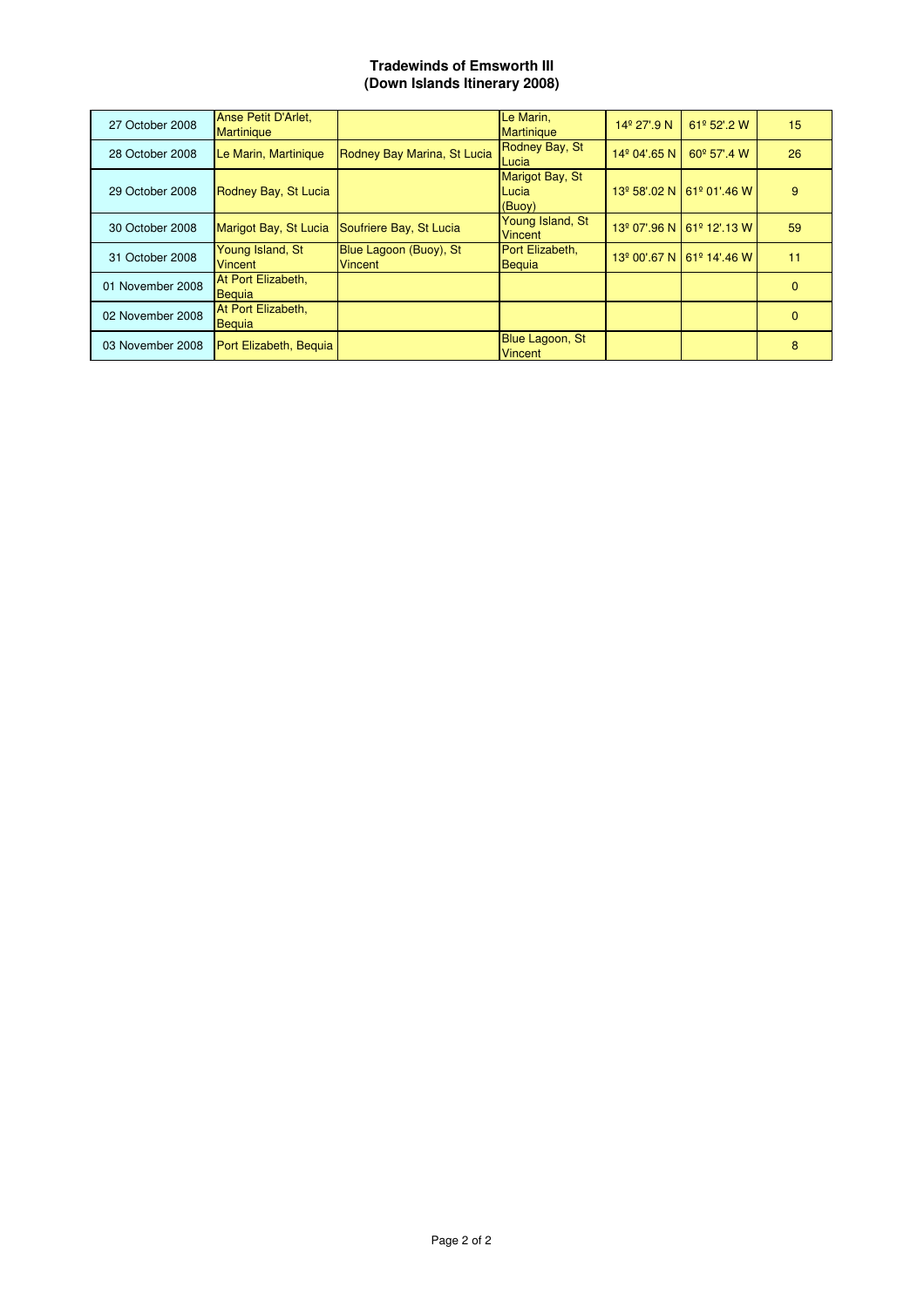**Tradewinds of Emsworth III**
**(Down Islands Itinerary 2008)**

| | | | | | | |
|---|---|---|---|---|---|---|
| 27 October 2008 | Anse Petit D'Arlet, Martinique | | Le Marin, Martinique | 14º 27'.9 N | 61º 52'.2 W | 15 |
| 28 October 2008 | Le Marin, Martinique | Rodney Bay Marina, St Lucia | Rodney Bay, St Lucia | 14º 04'.65 N | 60º 57'.4 W | 26 |
| 29 October 2008 | Rodney Bay, St Lucia | | Marigot Bay, St Lucia (Buoy) | 13º 58'.02 N | 61º 01'.46 W | 9 |
| 30 October 2008 | Marigot Bay, St Lucia | Soufriere Bay, St Lucia | Young Island, St Vincent | 13º 07'.96 N | 61º 12'.13 W | 59 |
| 31 October 2008 | Young Island, St Vincent | Blue Lagoon (Buoy), St Vincent | Port Elizabeth, Bequia | 13º 00'.67 N | 61º 14'.46 W | 11 |
| 01 November 2008 | At Port Elizabeth, Bequia | | | | | 0 |
| 02 November 2008 | At Port Elizabeth, Bequia | | | | | 0 |
| 03 November 2008 | Port Elizabeth, Bequia | | Blue Lagoon, St Vincent | | | 8 |